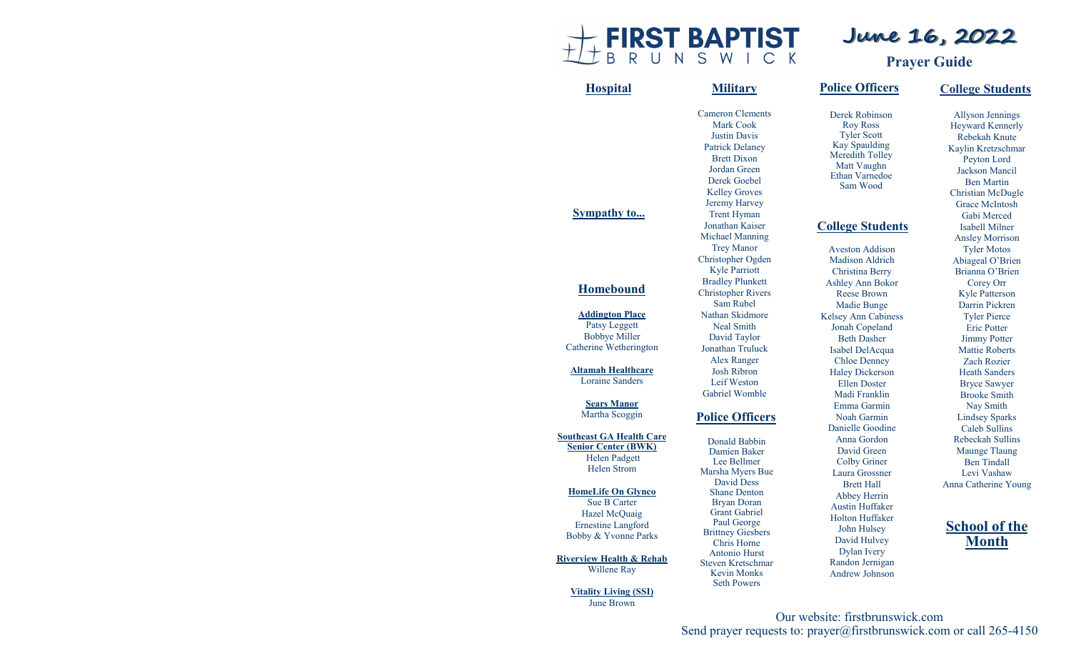# FIRST BAPTIST BRUNSWICK

## June 16, 2022

### Prayer Guide

## Hospital

## Sympathy to...

## Homebound

**Addington Place**
Patsy Leggett
Bobbye Miller
Catherine Wetherington

**Altamah Healthcare**
Loraine Sanders

**Sears Manor**
Martha Scoggin

**Southeast GA Health Care Senior Center (BWK)**
Helen Padgett
Helen Strom

**HomeLife On Glynco**
Sue B Carter
Hazel McQuaig
Ernestine Langford
Bobby & Yvonne Parks

**Riverview Health & Rehab**
Willene Ray

**Vitality Living (SSI)**
June Brown

## Military

Cameron Clements
Mark Cook
Justin Davis
Patrick Delaney
Brett Dixon
Jordan Green
Derek Goebel
Kelley Groves
Jeremy Harvey
Trent Hyman
Jonathan Kaiser
Michael Manning
Trey Manor
Christopher Ogden
Kyle Parriott
Bradley Plunkett
Christopher Rivers
Sam Rubel
Nathan Skidmore
Neal Smith
David Taylor
Jonathan Truluck
Alex Ranger
Josh Ribron
Leif Weston
Gabriel Womble

## Police Officers

Donald Babbin
Damien Baker
Lee Bellmer
Marsha Myers Bue
David Dess
Shane Denton
Bryan Doran
Grant Gabriel
Paul George
Brittney Giesbers
Chris Horne
Antonio Hurst
Steven Kretschmar
Kevin Monks
Seth Powers
Derek Robinson
Roy Ross
Tyler Scott
Kay Spaulding
Meredith Tolley
Matt Vaughn
Ethan Varnedoe
Sam Wood

## College Students

Aveston Addison
Madison Aldrich
Christina Berry
Ashley Ann Bokor
Reese Brown
Madie Bunge
Kelsey Ann Cabiness
Jonah Copeland
Beth Dasher
Isabel DelAcqua
Chloe Denney
Haley Dickerson
Ellen Doster
Madi Franklin
Emma Garmin
Noah Garmin
Danielle Goodine
Anna Gordon
David Green
Colby Griner
Laura Grossner
Brett Hall
Abbey Herrin
Austin Huffaker
Holton Huffaker
John Hulsey
David Hulvey
Dylan Ivery
Randon Jernigan
Andrew Johnson
Allyson Jennings
Heyward Kennerly
Rebekah Knute
Kaylin Kretzschmar
Peyton Lord
Jackson Mancil
Ben Martin
Christian McDugle
Grace McIntosh
Gabi Merced
Isabell Milner
Ansley Morrison
Tyler Motos
Abiageal O'Brien
Brianna O'Brien
Corey Orr
Kyle Patterson
Darrin Pickren
Tyler Pierce
Eric Potter
Jimmy Potter
Mattie Roberts
Zach Rozier
Heath Sanders
Bryce Sawyer
Brooke Smith
Nay Smith
Lindsey Sparks
Caleb Sullins
Rebeckah Sullins
Maunge Tlaung
Ben Tindall
Levi Vashaw
Anna Catherine Young

## School of the Month

Our website: firstbrunswick.com
Send prayer requests to: prayer@firstbrunswick.com or call 265-4150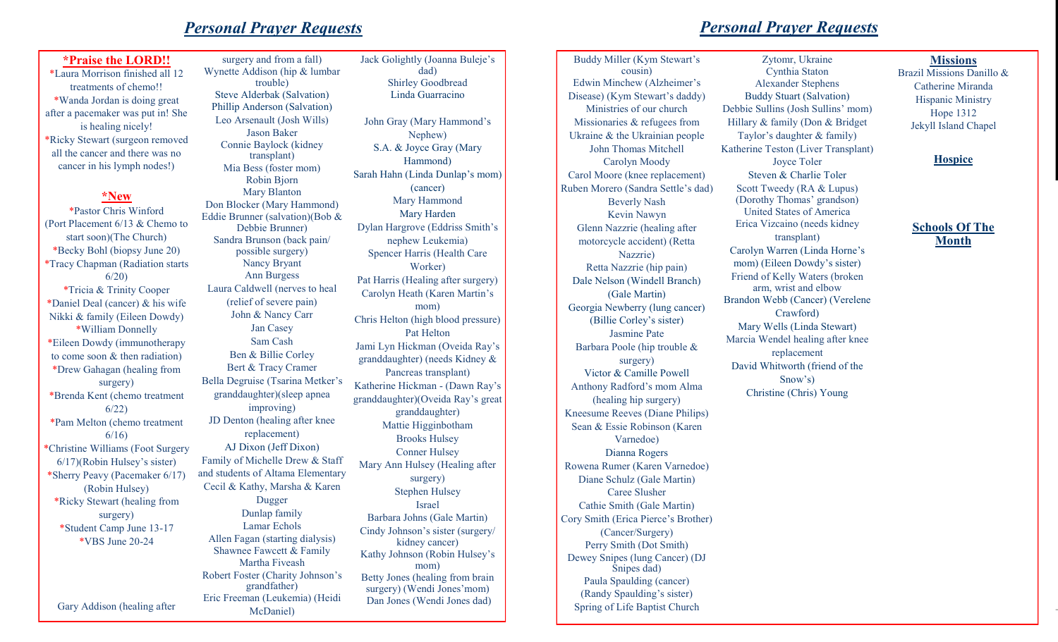## Personal Prayer Requests

**\*Praise the LORD!!**

\*Laura Morrison finished all 12 treatments of chemo!!

\*Wanda Jordan is doing great after a pacemaker was put in! She is healing nicely!

\*Ricky Stewart (surgeon removed all the cancer and there was no cancer in his lymph nodes!)

**\*New**

\*Pastor Chris Winford (Port Placement 6/13 & Chemo to start soon)(The Church)

\*Becky Bohl (biopsy June 20)

\*Tracy Chapman (Radiation starts 6/20)

\*Tricia & Trinity Cooper

\*Daniel Deal (cancer) & his wife Nikki & family (Eileen Dowdy)

\*William Donnelly

\*Eileen Dowdy (immunotherapy to come soon & then radiation)

\*Drew Gahagan (healing from surgery)

\*Brenda Kent (chemo treatment 6/22)

\*Pam Melton (chemo treatment 6/16)

\*Christine Williams (Foot Surgery 6/17)(Robin Hulsey's sister)

\*Sherry Peavy (Pacemaker 6/17) (Robin Hulsey)

\*Ricky Stewart (healing from surgery)

\*Student Camp June 13-17

\*VBS June 20-24

Gary Addison (healing after surgery and from a fall)

Wynette Addison (hip & lumbar trouble)

Steve Alderbak (Salvation)

Phillip Anderson (Salvation)

Leo Arsenault (Josh Wills)

Jason Baker

Connie Baylock (kidney transplant)

Mia Bess (foster mom)

Robin Bjorn

Mary Blanton

Don Blocker (Mary Hammond)

Eddie Brunner (salvation)(Bob & Debbie Brunner)

Sandra Brunson (back pain/ possible surgery)

Nancy Bryant

Ann Burgess

Laura Caldwell (nerves to heal (relief of severe pain)

John & Nancy Carr

Jan Casey

Sam Cash

Ben & Billie Corley

Bert & Tracy Cramer

Bella Degruise (Tsarina Metker's granddaughter)(sleep apnea improving)

JD Denton (healing after knee replacement)

AJ Dixon (Jeff Dixon)

Family of Michelle Drew & Staff and students of Altama Elementary

Cecil & Kathy, Marsha & Karen Dugger

Dunlap family

Lamar Echols

Allen Fagan (starting dialysis)

Shawnee Fawcett & Family

Martha Fiveash

Robert Foster (Charity Johnson's grandfather)

Eric Freeman (Leukemia) (Heidi McDaniel)

Jack Golightly (Joanna Buleje's dad)

Shirley Goodbread

Linda Guarracino

John Gray (Mary Hammond's Nephew)

S.A. & Joyce Gray (Mary Hammond)

Sarah Hahn (Linda Dunlap's mom) (cancer)

Mary Hammond

Mary Harden

Dylan Hargrove (Eddriss Smith's nephew Leukemia)

Spencer Harris (Health Care Worker)

Pat Harris (Healing after surgery)

Carolyn Heath (Karen Martin's mom)

Chris Helton (high blood pressure)

Pat Helton

Jami Lyn Hickman (Oveida Ray's granddaughter) (needs Kidney & Pancreas transplant)

Katherine Hickman - (Dawn Ray's granddaughter)(Oveida Ray's great granddaughter)

Mattie Higginbotham

Brooks Hulsey

Conner Hulsey

Mary Ann Hulsey (Healing after surgery)

Stephen Hulsey

Israel

Barbara Johns (Gale Martin)

Cindy Johnson's sister (surgery/ kidney cancer)

Kathy Johnson (Robin Hulsey's mom)

Betty Jones (healing from brain surgery) (Wendi Jones'mom)

Dan Jones (Wendi Jones dad)

## Personal Prayer Requests

Buddy Miller (Kym Stewart's cousin)

Edwin Minchew (Alzheimer's Disease) (Kym Stewart's daddy)

Ministries of our church

Missionaries & refugees from Ukraine & the Ukrainian people

John Thomas Mitchell

Carolyn Moody

Carol Moore (knee replacement)

Ruben Morero (Sandra Settle's dad)

Beverly Nash

Kevin Nawyn

Glenn Nazzrie (healing after motorcycle accident) (Retta Nazzrie)

Retta Nazzrie (hip pain)

Dale Nelson (Windell Branch) (Gale Martin)

Georgia Newberry (lung cancer) (Billie Corley's sister)

Jasmine Pate

Barbara Poole (hip trouble & surgery)

Victor & Camille Powell

Anthony Radford's mom Alma (healing hip surgery)

Kneesume Reeves (Diane Philips)

Sean & Essie Robinson (Karen Varnedoe)

Dianna Rogers

Rowena Rumer (Karen Varnedoe)

Diane Schulz (Gale Martin)

Caree Slusher

Cathie Smith (Gale Martin)

Cory Smith (Erica Pierce's Brother) (Cancer/Surgery)

Perry Smith (Dot Smith)

Dewey Snipes (lung Cancer) (DJ Snipes dad)

Paula Spaulding (cancer) (Randy Spaulding's sister)

Spring of Life Baptist Church

Zytomr, Ukraine

Cynthia Staton

Alexander Stephens

Buddy Stuart (Salvation)

Debbie Sullins (Josh Sullins' mom)

Hillary & family (Don & Bridget Taylor's daughter & family)

Katherine Teston (Liver Transplant)

Joyce Toler

Steven & Charlie Toler

Scott Tweedy (RA & Lupus) (Dorothy Thomas' grandson)

United States of America

Erica Vizcaino (needs kidney transplant)

Carolyn Warren (Linda Horne's mom) (Eileen Dowdy's sister)

Friend of Kelly Waters (broken arm, wrist and elbow

Brandon Webb (Cancer) (Verelene Crawford)

Mary Wells (Linda Stewart)

Marcia Wendel healing after knee replacement

David Whitworth (friend of the Snow's)

Christine (Chris) Young

**Missions**

Brazil Missions Danillo & Catherine Miranda

Hispanic Ministry

Hope 1312

Jekyll Island Chapel

**Hospice**

**Schools Of The Month**